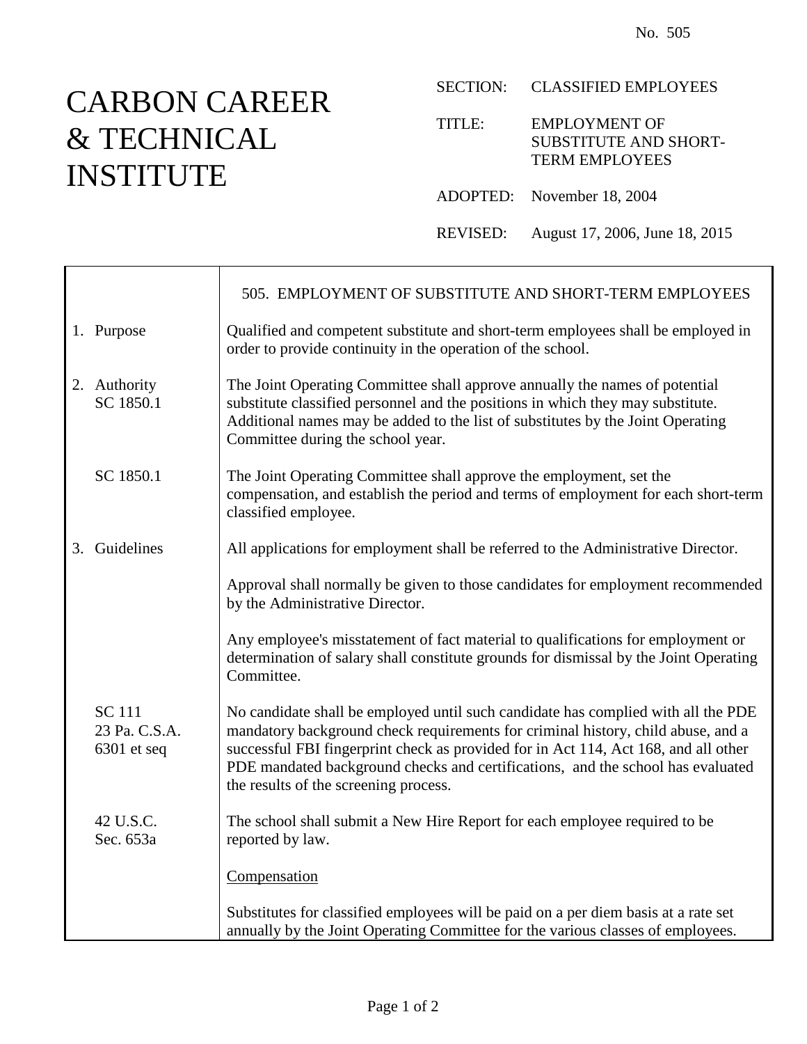No. 505

# CARBON CAREER & TECHNICAL INSTITUTE

SECTION: CLASSIFIED EMPLOYEES

TITLE: EMPLOYMENT OF SUBSTITUTE AND SHORT-TERM EMPLOYEES

ADOPTED: November 18, 2004

REVISED: August 17, 2006, June 18, 2015

## 505. EMPLOYMENT OF SUBSTITUTE AND SHORT-TERM EMPLOYEES

**1. Purpose**

Qualified and competent substitute and short-term employees shall be employed in order to provide continuity in the operation of the school.

**2. Authority**

SC 1850.1

The Joint Operating Committee shall approve annually the names of potential substitute classified personnel and the positions in which they may substitute. Additional names may be added to the list of substitutes by the Joint Operating Committee during the school year.

SC 1850.1

The Joint Operating Committee shall approve the employment, set the compensation, and establish the period and terms of employment for each short-term classified employee.

**3. Guidelines**

All applications for employment shall be referred to the Administrative Director.

Approval shall normally be given to those candidates for employment recommended by the Administrative Director.

Any employee's misstatement of fact material to qualifications for employment or determination of salary shall constitute grounds for dismissal by the Joint Operating Committee.

SC 111
23 Pa. C.S.A. 6301 et seq

No candidate shall be employed until such candidate has complied with all the PDE mandatory background check requirements for criminal history, child abuse, and a successful FBI fingerprint check as provided for in Act 114, Act 168, and all other PDE mandated background checks and certifications, and the school has evaluated the results of the screening process.

42 U.S.C. Sec. 653a

The school shall submit a New Hire Report for each employee required to be reported by law.

Compensation

Substitutes for classified employees will be paid on a per diem basis at a rate set annually by the Joint Operating Committee for the various classes of employees.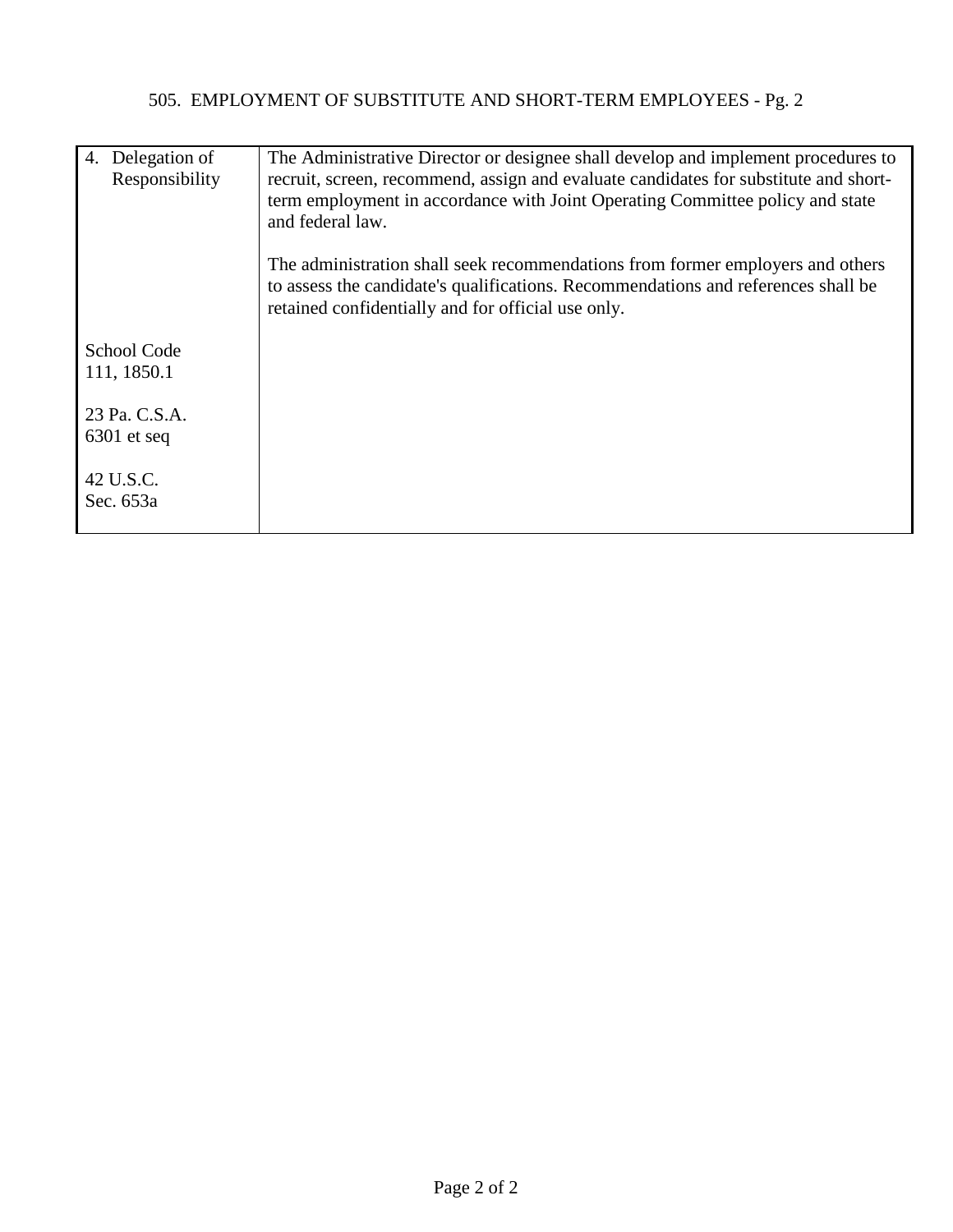| | |
|---|---|
| 4. Delegation of Responsibility | The Administrative Director or designee shall develop and implement procedures to recruit, screen, recommend, assign and evaluate candidates for substitute and short-term employment in accordance with Joint Operating Committee policy and state and federal law.<br><br>The administration shall seek recommendations from former employers and others to assess the candidate's qualifications. Recommendations and references shall be retained confidentially and for official use only. |
| School Code 111, 1850.1<br><br>23 Pa. C.S.A. 6301 et seq<br><br>42 U.S.C. Sec. 653a | |